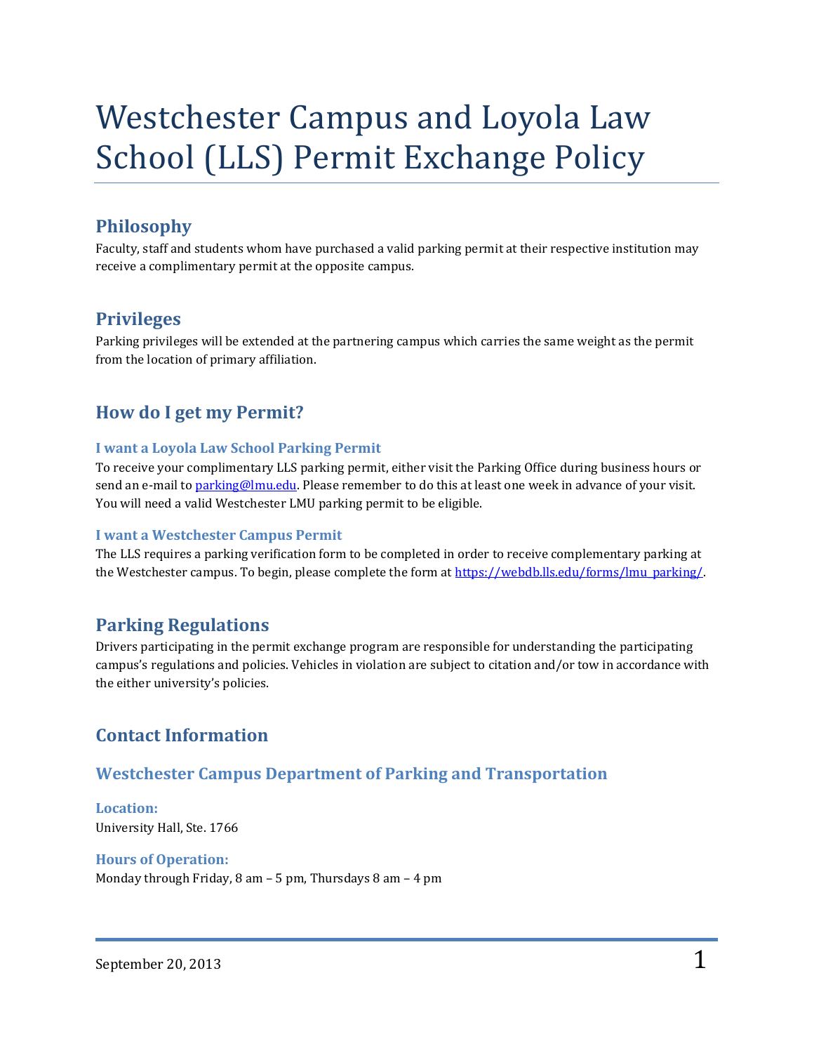# Westchester Campus and Loyola Law School (LLS) Permit Exchange Policy

## Philosophy

Faculty, staff and students whom have purchased a valid parking permit at their respective institution may receive a complimentary permit at the opposite campus.

## Privileges

Parking privileges will be extended at the partnering campus which carries the same weight as the permit from the location of primary affiliation.

## How do I get my Permit?

### I want a Loyola Law School Parking Permit

To receive your complimentary LLS parking permit, either visit the Parking Office during business hours or send an e-mail to parking@lmu.edu. Please remember to do this at least one week in advance of your visit. You will need a valid Westchester LMU parking permit to be eligible.

### I want a Westchester Campus Permit

The LLS requires a parking verification form to be completed in order to receive complementary parking at the Westchester campus. To begin, please complete the form at https://webdb.lls.edu/forms/lmu_parking/.

## Parking Regulations

Drivers participating in the permit exchange program are responsible for understanding the participating campus's regulations and policies. Vehicles in violation are subject to citation and/or tow in accordance with the either university's policies.

## Contact Information

### Westchester Campus Department of Parking and Transportation

**Location:**
University Hall, Ste. 1766

**Hours of Operation:**
Monday through Friday, 8 am – 5 pm, Thursdays 8 am – 4 pm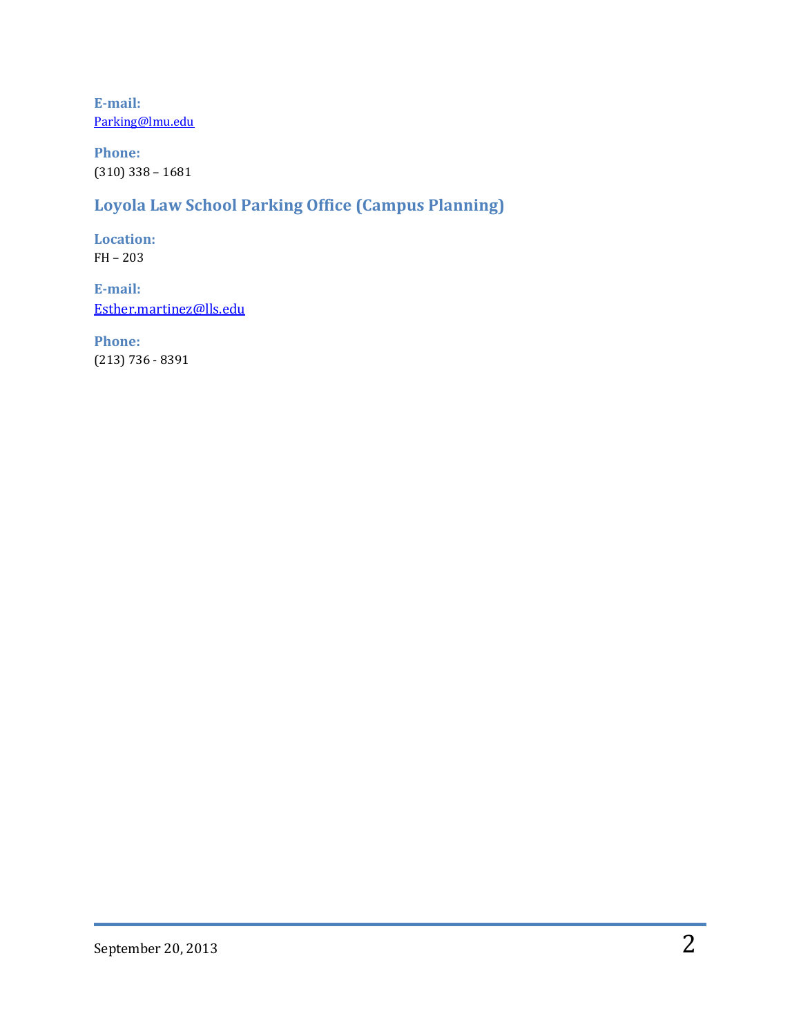**E-mail:**
Parking@lmu.edu

**Phone:**
(310) 338 – 1681

## Loyola Law School Parking Office (Campus Planning)

**Location:**
FH – 203

**E-mail:**
Esther.martinez@lls.edu

**Phone:**
(213) 736 - 8391